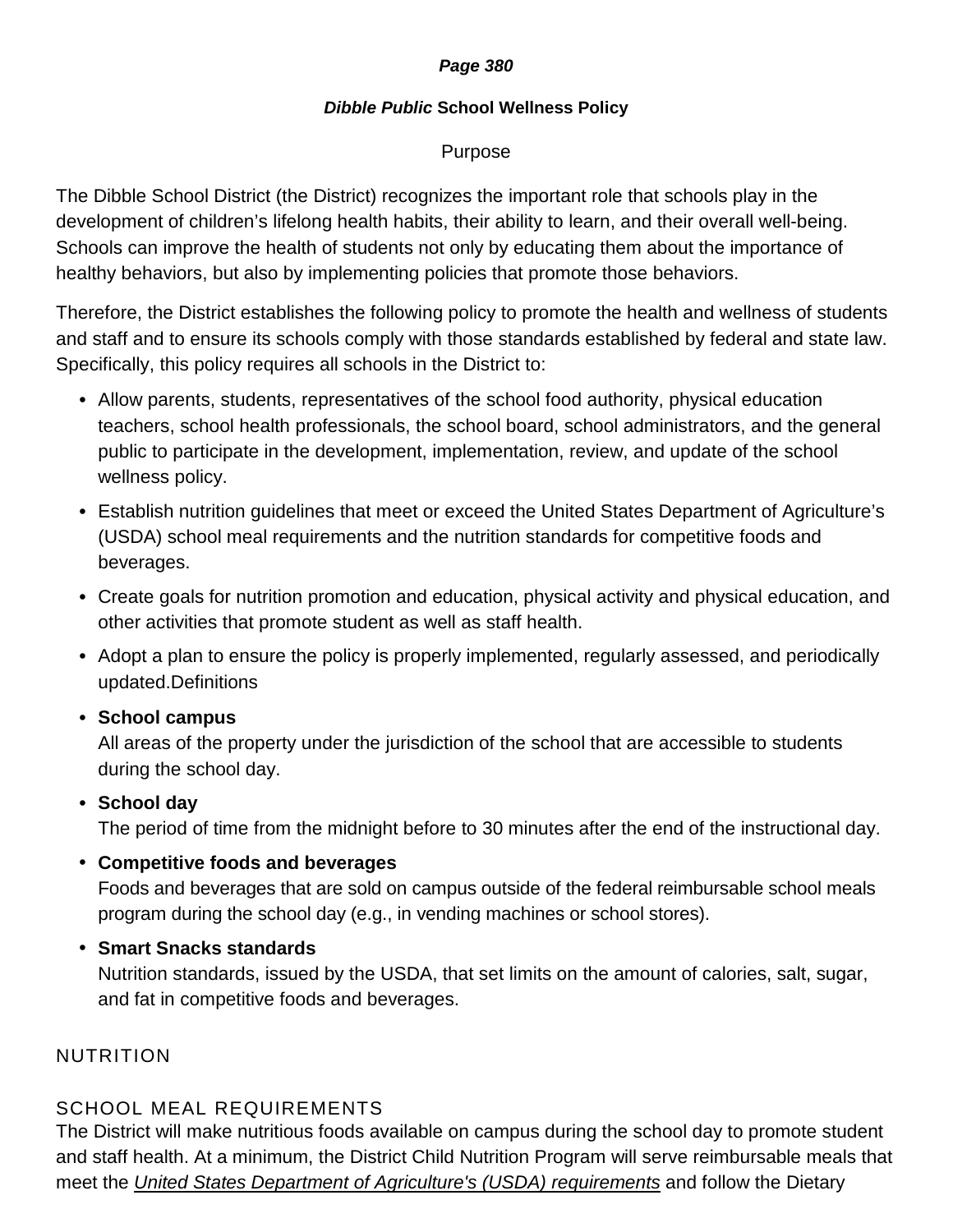***Dibble Public* School Wellness Policy**

Purpose

The Dibble School District (the District) recognizes the important role that schools play in the development of children's lifelong health habits, their ability to learn, and their overall well-being. Schools can improve the health of students not only by educating them about the importance of healthy behaviors, but also by implementing policies that promote those behaviors.

Therefore, the District establishes the following policy to promote the health and wellness of students and staff and to ensure its schools comply with those standards established by federal and state law. Specifically, this policy requires all schools in the District to:

- Allow parents, students, representatives of the school food authority, physical education teachers, school health professionals, the school board, school administrators, and the general public to participate in the development, implementation, review, and update of the school wellness policy.
- Establish nutrition guidelines that meet or exceed the United States Department of Agriculture's (USDA) school meal requirements and the nutrition standards for competitive foods and beverages.
- Create goals for nutrition promotion and education, physical activity and physical education, and other activities that promote student as well as staff health.
- Adopt a plan to ensure the policy is properly implemented, regularly assessed, and periodically updated.Definitions
- **School campus**
  All areas of the property under the jurisdiction of the school that are accessible to students during the school day.
- **School day**
  The period of time from the midnight before to 30 minutes after the end of the instructional day.
- **Competitive foods and beverages**
  Foods and beverages that are sold on campus outside of the federal reimbursable school meals program during the school day (e.g., in vending machines or school stores).
- **Smart Snacks standards**
  Nutrition standards, issued by the USDA, that set limits on the amount of calories, salt, sugar, and fat in competitive foods and beverages.

## NUTRITION

### SCHOOL MEAL REQUIREMENTS

The District will make nutritious foods available on campus during the school day to promote student and staff health. At a minimum, the District Child Nutrition Program will serve reimbursable meals that meet the *United States Department of Agriculture's (USDA) requirements* and follow the Dietary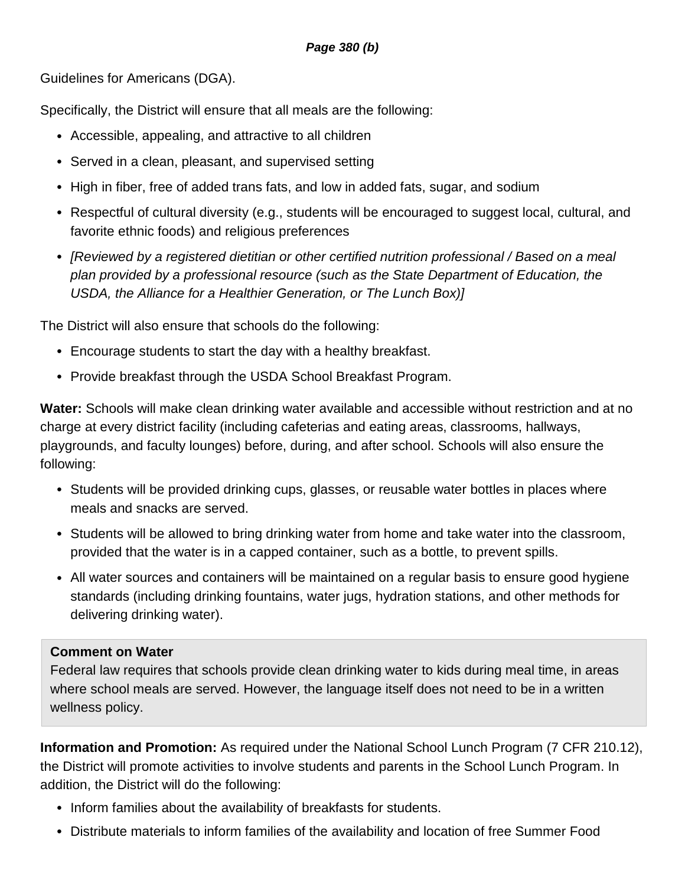Guidelines for Americans (DGA).

Specifically, the District will ensure that all meals are the following:

- Accessible, appealing, and attractive to all children
- Served in a clean, pleasant, and supervised setting
- High in fiber, free of added trans fats, and low in added fats, sugar, and sodium
- Respectful of cultural diversity (e.g., students will be encouraged to suggest local, cultural, and favorite ethnic foods) and religious preferences
- *[Reviewed by a registered dietitian or other certified nutrition professional / Based on a meal plan provided by a professional resource (such as the State Department of Education, the USDA, the Alliance for a Healthier Generation, or The Lunch Box)]*

The District will also ensure that schools do the following:

- Encourage students to start the day with a healthy breakfast.
- Provide breakfast through the USDA School Breakfast Program.

**Water:** Schools will make clean drinking water available and accessible without restriction and at no charge at every district facility (including cafeterias and eating areas, classrooms, hallways, playgrounds, and faculty lounges) before, during, and after school. Schools will also ensure the following:

- Students will be provided drinking cups, glasses, or reusable water bottles in places where meals and snacks are served.
- Students will be allowed to bring drinking water from home and take water into the classroom, provided that the water is in a capped container, such as a bottle, to prevent spills.
- All water sources and containers will be maintained on a regular basis to ensure good hygiene standards (including drinking fountains, water jugs, hydration stations, and other methods for delivering drinking water).

> **Comment on Water**
> Federal law requires that schools provide clean drinking water to kids during meal time, in areas where school meals are served. However, the language itself does not need to be in a written wellness policy.

**Information and Promotion:** As required under the National School Lunch Program (7 CFR 210.12), the District will promote activities to involve students and parents in the School Lunch Program. In addition, the District will do the following:

- Inform families about the availability of breakfasts for students.
- Distribute materials to inform families of the availability and location of free Summer Food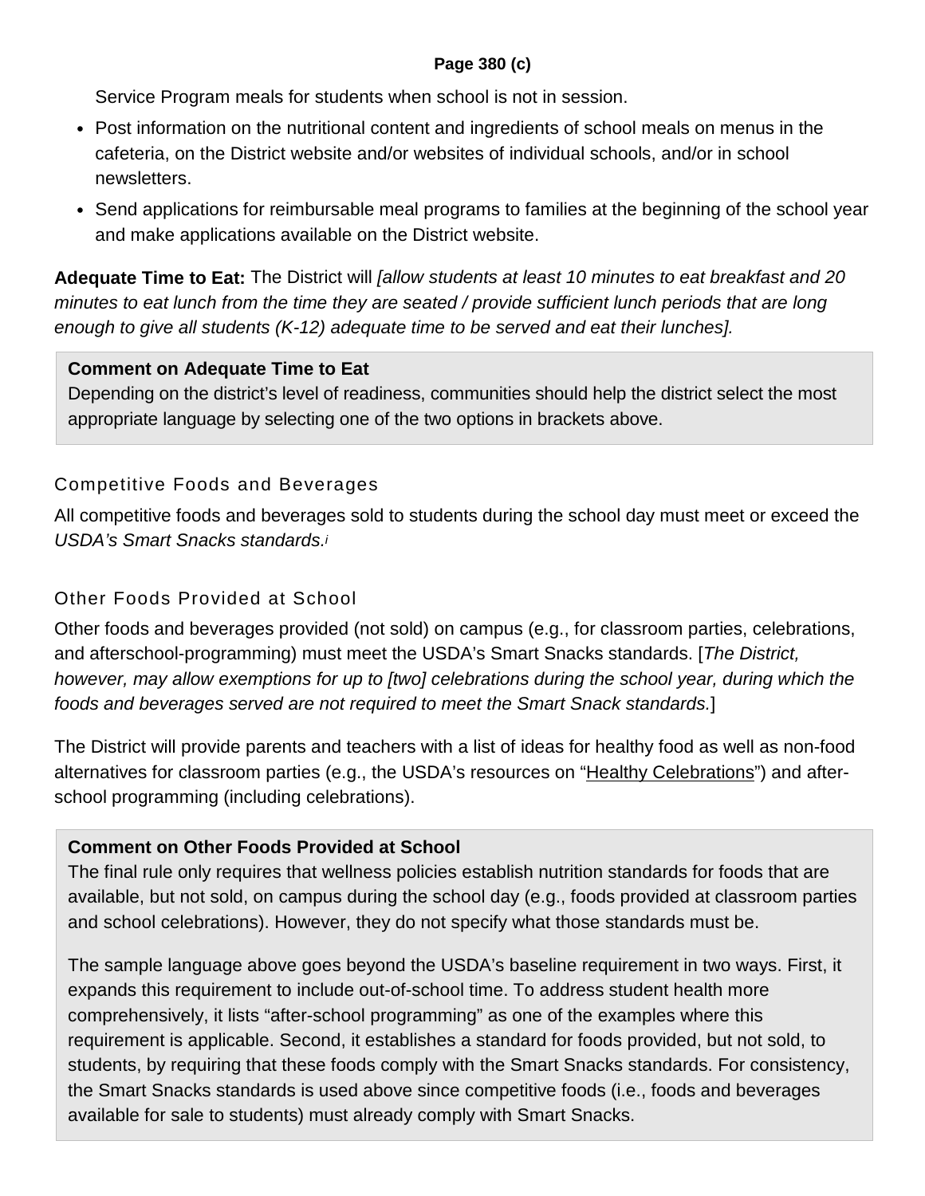Service Program meals for students when school is not in session.

- Post information on the nutritional content and ingredients of school meals on menus in the cafeteria, on the District website and/or websites of individual schools, and/or in school newsletters.
- Send applications for reimbursable meal programs to families at the beginning of the school year and make applications available on the District website.

**Adequate Time to Eat:** The District will *[allow students at least 10 minutes to eat breakfast and 20 minutes to eat lunch from the time they are seated / provide sufficient lunch periods that are long enough to give all students (K-12) adequate time to be served and eat their lunches].*

> **Comment on Adequate Time to Eat**
> Depending on the district's level of readiness, communities should help the district select the most appropriate language by selecting one of the two options in brackets above.

### Competitive Foods and Beverages

All competitive foods and beverages sold to students during the school day must meet or exceed the *USDA's Smart Snacks standards.*[i]

### Other Foods Provided at School

Other foods and beverages provided (not sold) on campus (e.g., for classroom parties, celebrations, and afterschool-programming) must meet the USDA's Smart Snacks standards. [*The District, however, may allow exemptions for up to [two] celebrations during the school year, during which the foods and beverages served are not required to meet the Smart Snack standards.*]

The District will provide parents and teachers with a list of ideas for healthy food as well as non-food alternatives for classroom parties (e.g., the USDA's resources on "Healthy Celebrations") and after-school programming (including celebrations).

> **Comment on Other Foods Provided at School**
> The final rule only requires that wellness policies establish nutrition standards for foods that are available, but not sold, on campus during the school day (e.g., foods provided at classroom parties and school celebrations). However, they do not specify what those standards must be.
>
> The sample language above goes beyond the USDA's baseline requirement in two ways. First, it expands this requirement to include out-of-school time. To address student health more comprehensively, it lists "after-school programming" as one of the examples where this requirement is applicable. Second, it establishes a standard for foods provided, but not sold, to students, by requiring that these foods comply with the Smart Snacks standards. For consistency, the Smart Snacks standards is used above since competitive foods (i.e., foods and beverages available for sale to students) must already comply with Smart Snacks.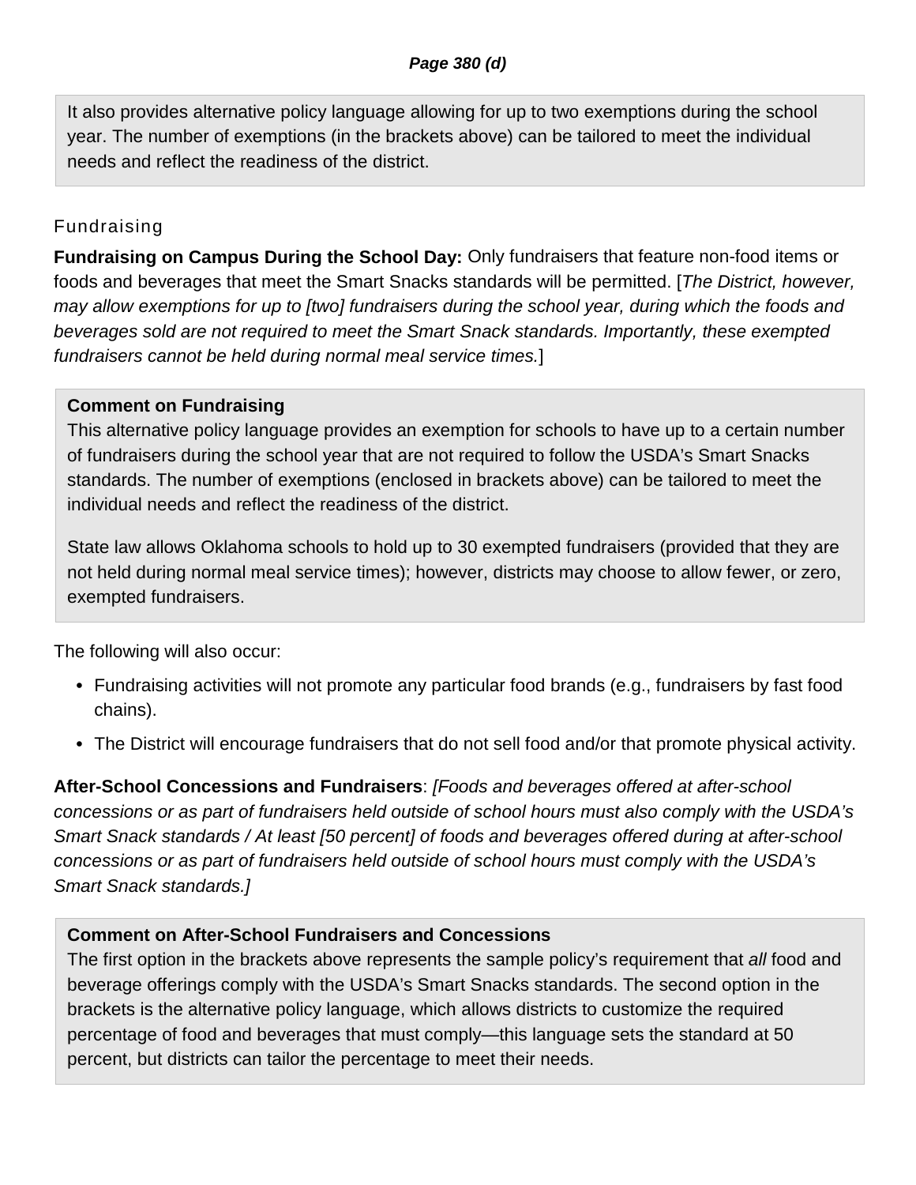It also provides alternative policy language allowing for up to two exemptions during the school year. The number of exemptions (in the brackets above) can be tailored to meet the individual needs and reflect the readiness of the district.

## Fundraising

**Fundraising on Campus During the School Day:** Only fundraisers that feature non-food items or foods and beverages that meet the Smart Snacks standards will be permitted. [*The District, however, may allow exemptions for up to [two] fundraisers during the school year, during which the foods and beverages sold are not required to meet the Smart Snack standards. Importantly, these exempted fundraisers cannot be held during normal meal service times.*]

**Comment on Fundraising**

This alternative policy language provides an exemption for schools to have up to a certain number of fundraisers during the school year that are not required to follow the USDA's Smart Snacks standards. The number of exemptions (enclosed in brackets above) can be tailored to meet the individual needs and reflect the readiness of the district.

State law allows Oklahoma schools to hold up to 30 exempted fundraisers (provided that they are not held during normal meal service times); however, districts may choose to allow fewer, or zero, exempted fundraisers.

The following will also occur:

- Fundraising activities will not promote any particular food brands (e.g., fundraisers by fast food chains).
- The District will encourage fundraisers that do not sell food and/or that promote physical activity.

**After-School Concessions and Fundraisers**: *[Foods and beverages offered at after-school concessions or as part of fundraisers held outside of school hours must also comply with the USDA's Smart Snack standards / At least [50 percent] of foods and beverages offered during at after-school concessions or as part of fundraisers held outside of school hours must comply with the USDA's Smart Snack standards.]*

**Comment on After-School Fundraisers and Concessions**

The first option in the brackets above represents the sample policy's requirement that *all* food and beverage offerings comply with the USDA's Smart Snacks standards. The second option in the brackets is the alternative policy language, which allows districts to customize the required percentage of food and beverages that must comply—this language sets the standard at 50 percent, but districts can tailor the percentage to meet their needs.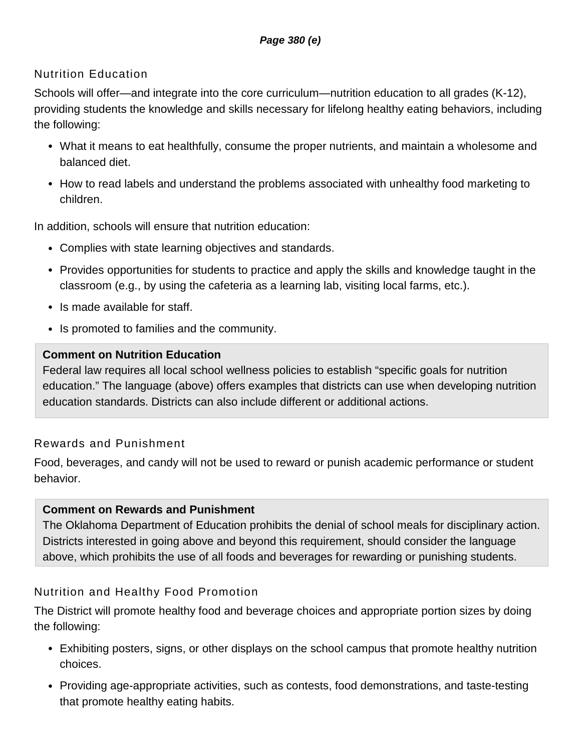## Nutrition Education

Schools will offer—and integrate into the core curriculum—nutrition education to all grades (K-12), providing students the knowledge and skills necessary for lifelong healthy eating behaviors, including the following:

- What it means to eat healthfully, consume the proper nutrients, and maintain a wholesome and balanced diet.
- How to read labels and understand the problems associated with unhealthy food marketing to children.

In addition, schools will ensure that nutrition education:

- Complies with state learning objectives and standards.
- Provides opportunities for students to practice and apply the skills and knowledge taught in the classroom (e.g., by using the cafeteria as a learning lab, visiting local farms, etc.).
- Is made available for staff.
- Is promoted to families and the community.

> **Comment on Nutrition Education**
> Federal law requires all local school wellness policies to establish "specific goals for nutrition education." The language (above) offers examples that districts can use when developing nutrition education standards. Districts can also include different or additional actions.

## Rewards and Punishment

Food, beverages, and candy will not be used to reward or punish academic performance or student behavior.

> **Comment on Rewards and Punishment**
> The Oklahoma Department of Education prohibits the denial of school meals for disciplinary action. Districts interested in going above and beyond this requirement, should consider the language above, which prohibits the use of all foods and beverages for rewarding or punishing students.

## Nutrition and Healthy Food Promotion

The District will promote healthy food and beverage choices and appropriate portion sizes by doing the following:

- Exhibiting posters, signs, or other displays on the school campus that promote healthy nutrition choices.
- Providing age-appropriate activities, such as contests, food demonstrations, and taste-testing that promote healthy eating habits.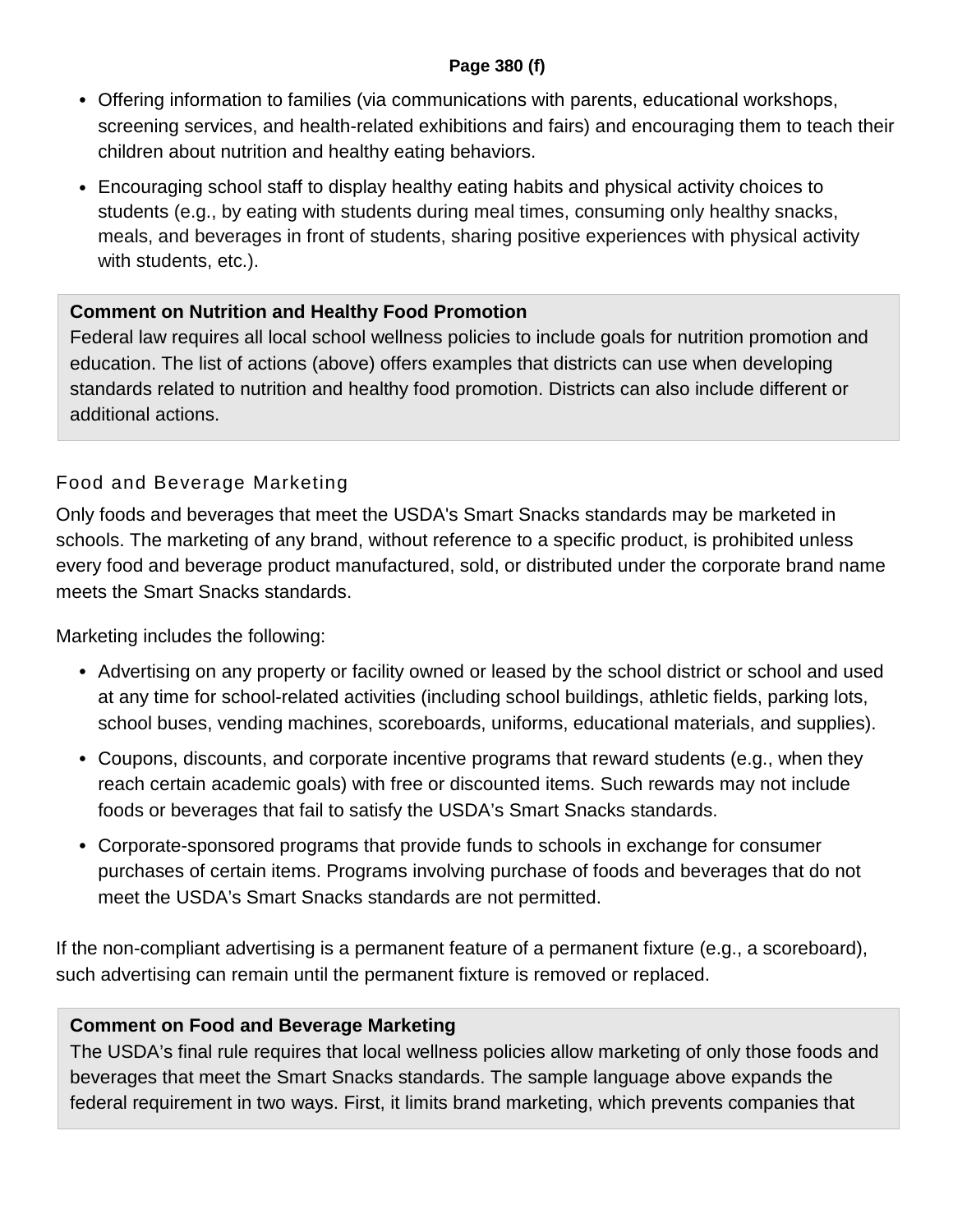- Offering information to families (via communications with parents, educational workshops, screening services, and health-related exhibitions and fairs) and encouraging them to teach their children about nutrition and healthy eating behaviors.
- Encouraging school staff to display healthy eating habits and physical activity choices to students (e.g., by eating with students during meal times, consuming only healthy snacks, meals, and beverages in front of students, sharing positive experiences with physical activity with students, etc.).

> **Comment on Nutrition and Healthy Food Promotion**
> Federal law requires all local school wellness policies to include goals for nutrition promotion and education. The list of actions (above) offers examples that districts can use when developing standards related to nutrition and healthy food promotion. Districts can also include different or additional actions.

### Food and Beverage Marketing

Only foods and beverages that meet the USDA's Smart Snacks standards may be marketed in schools. The marketing of any brand, without reference to a specific product, is prohibited unless every food and beverage product manufactured, sold, or distributed under the corporate brand name meets the Smart Snacks standards.

Marketing includes the following:

- Advertising on any property or facility owned or leased by the school district or school and used at any time for school-related activities (including school buildings, athletic fields, parking lots, school buses, vending machines, scoreboards, uniforms, educational materials, and supplies).
- Coupons, discounts, and corporate incentive programs that reward students (e.g., when they reach certain academic goals) with free or discounted items. Such rewards may not include foods or beverages that fail to satisfy the USDA's Smart Snacks standards.
- Corporate-sponsored programs that provide funds to schools in exchange for consumer purchases of certain items. Programs involving purchase of foods and beverages that do not meet the USDA's Smart Snacks standards are not permitted.

If the non-compliant advertising is a permanent feature of a permanent fixture (e.g., a scoreboard), such advertising can remain until the permanent fixture is removed or replaced.

> **Comment on Food and Beverage Marketing**
> The USDA's final rule requires that local wellness policies allow marketing of only those foods and beverages that meet the Smart Snacks standards. The sample language above expands the federal requirement in two ways. First, it limits brand marketing, which prevents companies that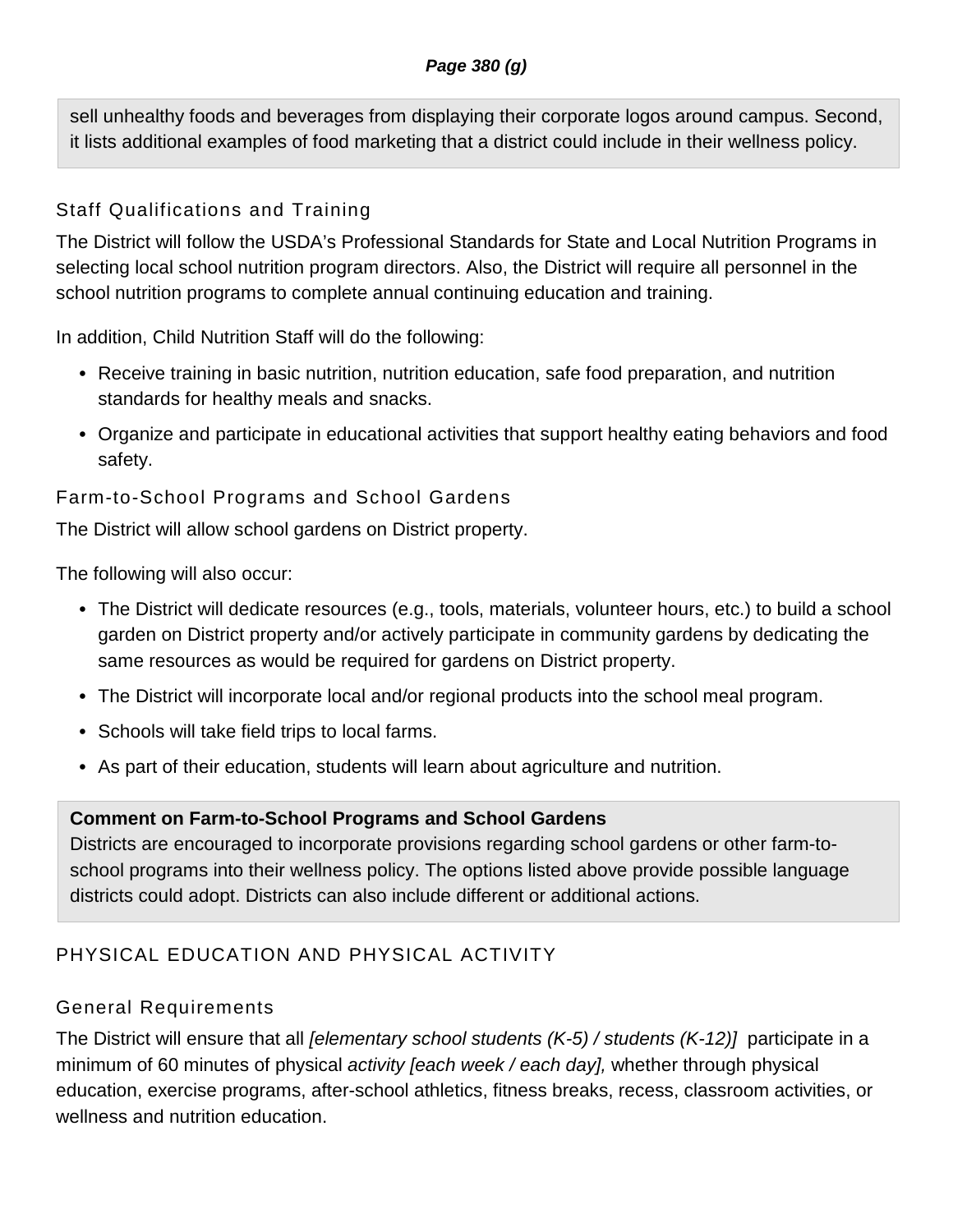sell unhealthy foods and beverages from displaying their corporate logos around campus. Second, it lists additional examples of food marketing that a district could include in their wellness policy.

### Staff Qualifications and Training

The District will follow the USDA's Professional Standards for State and Local Nutrition Programs in selecting local school nutrition program directors. Also, the District will require all personnel in the school nutrition programs to complete annual continuing education and training.

In addition, Child Nutrition Staff will do the following:

- Receive training in basic nutrition, nutrition education, safe food preparation, and nutrition standards for healthy meals and snacks.
- Organize and participate in educational activities that support healthy eating behaviors and food safety.

### Farm-to-School Programs and School Gardens

The District will allow school gardens on District property.

The following will also occur:

- The District will dedicate resources (e.g., tools, materials, volunteer hours, etc.) to build a school garden on District property and/or actively participate in community gardens by dedicating the same resources as would be required for gardens on District property.
- The District will incorporate local and/or regional products into the school meal program.
- Schools will take field trips to local farms.
- As part of their education, students will learn about agriculture and nutrition.

**Comment on Farm-to-School Programs and School Gardens**
Districts are encouraged to incorporate provisions regarding school gardens or other farm-to-school programs into their wellness policy. The options listed above provide possible language districts could adopt. Districts can also include different or additional actions.

## PHYSICAL EDUCATION AND PHYSICAL ACTIVITY

### General Requirements

The District will ensure that all *[elementary school students (K-5) / students (K-12)]* participate in a minimum of 60 minutes of physical *activity [each week / each day],* whether through physical education, exercise programs, after-school athletics, fitness breaks, recess, classroom activities, or wellness and nutrition education.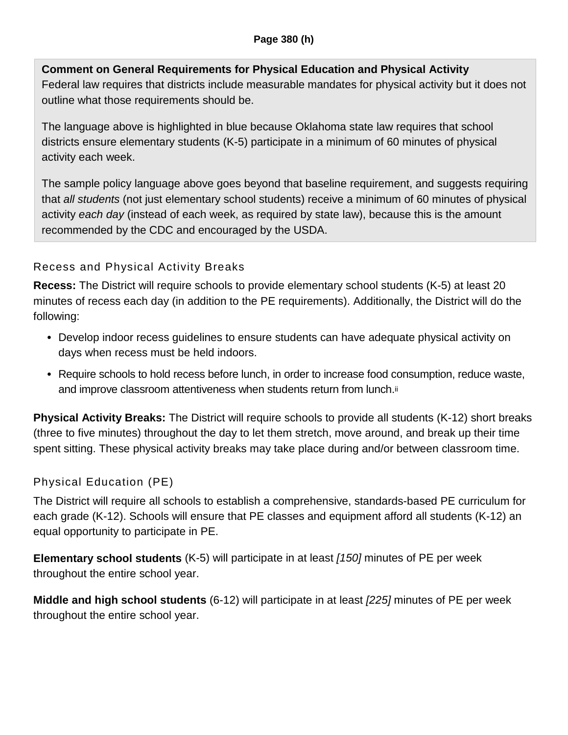**Page 380 (h)**

**Comment on General Requirements for Physical Education and Physical Activity**
Federal law requires that districts include measurable mandates for physical activity but it does not outline what those requirements should be.

The language above is highlighted in blue because Oklahoma state law requires that school districts ensure elementary students (K-5) participate in a minimum of 60 minutes of physical activity each week.

The sample policy language above goes beyond that baseline requirement, and suggests requiring that *all students* (not just elementary school students) receive a minimum of 60 minutes of physical activity *each day* (instead of each week, as required by state law), because this is the amount recommended by the CDC and encouraged by the USDA.

## Recess and Physical Activity Breaks

**Recess:** The District will require schools to provide elementary school students (K-5) at least 20 minutes of recess each day (in addition to the PE requirements). Additionally, the District will do the following:

- Develop indoor recess guidelines to ensure students can have adequate physical activity on days when recess must be held indoors.
- Require schools to hold recess before lunch, in order to increase food consumption, reduce waste, and improve classroom attentiveness when students return from lunch.[ii]

**Physical Activity Breaks:** The District will require schools to provide all students (K-12) short breaks (three to five minutes) throughout the day to let them stretch, move around, and break up their time spent sitting. These physical activity breaks may take place during and/or between classroom time.

## Physical Education (PE)

The District will require all schools to establish a comprehensive, standards-based PE curriculum for each grade (K-12). Schools will ensure that PE classes and equipment afford all students (K-12) an equal opportunity to participate in PE.

**Elementary school students** (K-5) will participate in at least *[150]* minutes of PE per week throughout the entire school year.

**Middle and high school students** (6-12) will participate in at least *[225]* minutes of PE per week throughout the entire school year.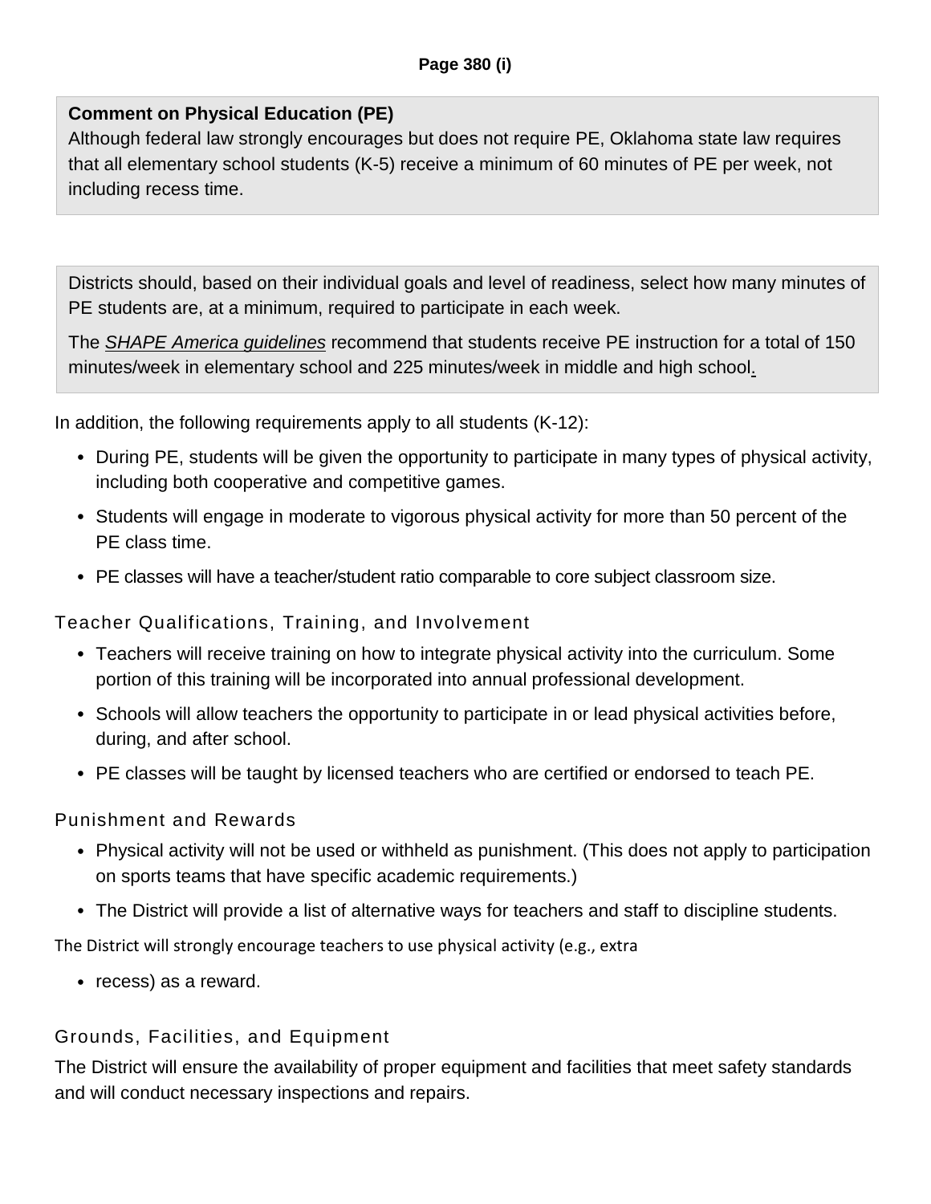**Page 380 (i)**

> **Comment on Physical Education (PE)**
> Although federal law strongly encourages but does not require PE, Oklahoma state law requires that all elementary school students (K-5) receive a minimum of 60 minutes of PE per week, not including recess time.

> Districts should, based on their individual goals and level of readiness, select how many minutes of PE students are, at a minimum, required to participate in each week.
>
> The *SHAPE America guidelines* recommend that students receive PE instruction for a total of 150 minutes/week in elementary school and 225 minutes/week in middle and high school.

In addition, the following requirements apply to all students (K-12):

- During PE, students will be given the opportunity to participate in many types of physical activity, including both cooperative and competitive games.
- Students will engage in moderate to vigorous physical activity for more than 50 percent of the PE class time.
- PE classes will have a teacher/student ratio comparable to core subject classroom size.

### Teacher Qualifications, Training, and Involvement

- Teachers will receive training on how to integrate physical activity into the curriculum. Some portion of this training will be incorporated into annual professional development.
- Schools will allow teachers the opportunity to participate in or lead physical activities before, during, and after school.
- PE classes will be taught by licensed teachers who are certified or endorsed to teach PE.

### Punishment and Rewards

- Physical activity will not be used or withheld as punishment. (This does not apply to participation on sports teams that have specific academic requirements.)
- The District will provide a list of alternative ways for teachers and staff to discipline students.

The District will strongly encourage teachers to use physical activity (e.g., extra

- recess) as a reward.

### Grounds, Facilities, and Equipment

The District will ensure the availability of proper equipment and facilities that meet safety standards and will conduct necessary inspections and repairs.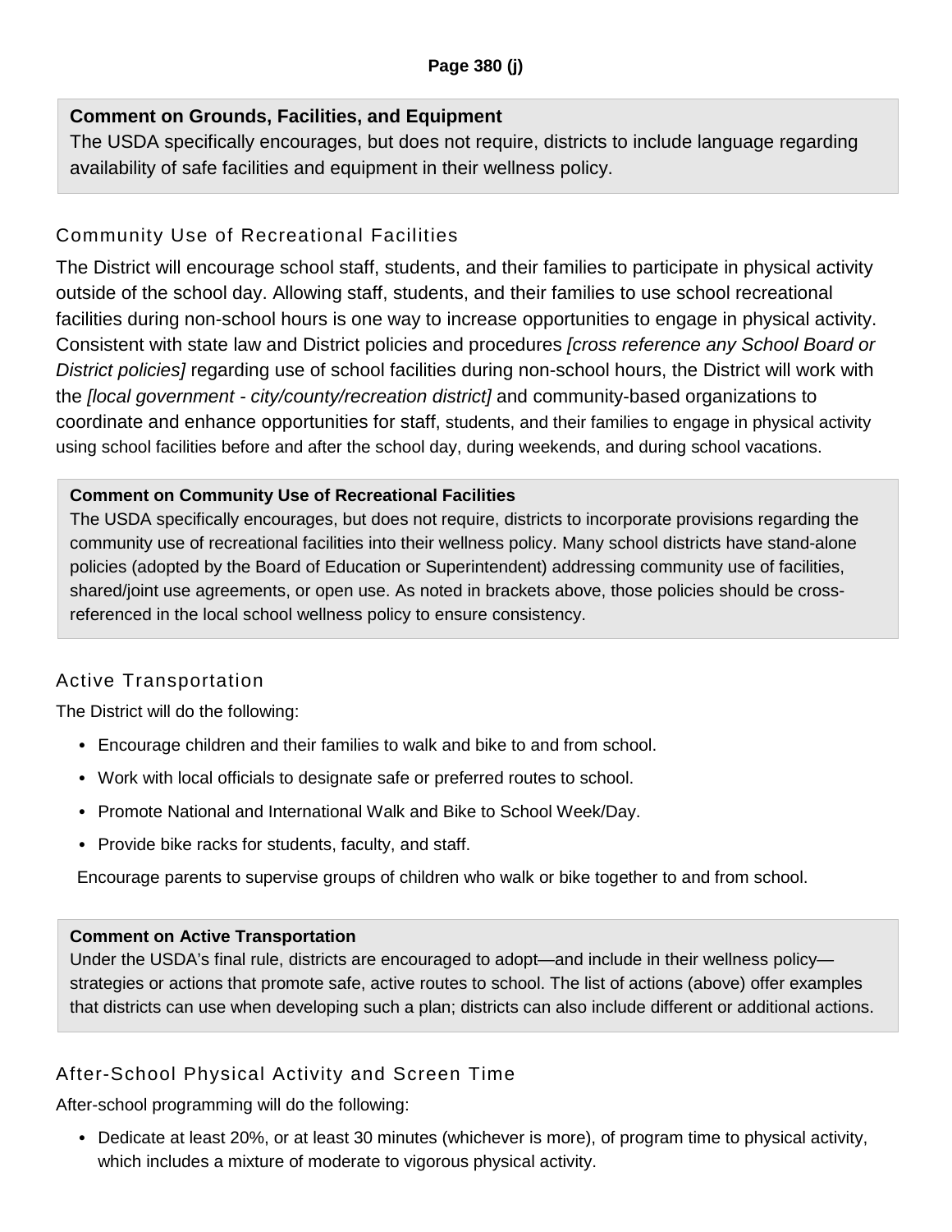**Page 380 (j)**

> **Comment on Grounds, Facilities, and Equipment**
> The USDA specifically encourages, but does not require, districts to include language regarding availability of safe facilities and equipment in their wellness policy.

### Community Use of Recreational Facilities

The District will encourage school staff, students, and their families to participate in physical activity outside of the school day. Allowing staff, students, and their families to use school recreational facilities during non-school hours is one way to increase opportunities to engage in physical activity. Consistent with state law and District policies and procedures *[cross reference any School Board or District policies]* regarding use of school facilities during non-school hours, the District will work with the *[local government - city/county/recreation district]* and community-based organizations to coordinate and enhance opportunities for staff, students, and their families to engage in physical activity using school facilities before and after the school day, during weekends, and during school vacations.

> **Comment on Community Use of Recreational Facilities**
> The USDA specifically encourages, but does not require, districts to incorporate provisions regarding the community use of recreational facilities into their wellness policy. Many school districts have stand-alone policies (adopted by the Board of Education or Superintendent) addressing community use of facilities, shared/joint use agreements, or open use. As noted in brackets above, those policies should be cross-referenced in the local school wellness policy to ensure consistency.

### Active Transportation

The District will do the following:

- Encourage children and their families to walk and bike to and from school.
- Work with local officials to designate safe or preferred routes to school.
- Promote National and International Walk and Bike to School Week/Day.
- Provide bike racks for students, faculty, and staff.

Encourage parents to supervise groups of children who walk or bike together to and from school.

> **Comment on Active Transportation**
> Under the USDA's final rule, districts are encouraged to adopt—and include in their wellness policy—strategies or actions that promote safe, active routes to school. The list of actions (above) offer examples that districts can use when developing such a plan; districts can also include different or additional actions.

### After-School Physical Activity and Screen Time

After-school programming will do the following:

- Dedicate at least 20%, or at least 30 minutes (whichever is more), of program time to physical activity, which includes a mixture of moderate to vigorous physical activity.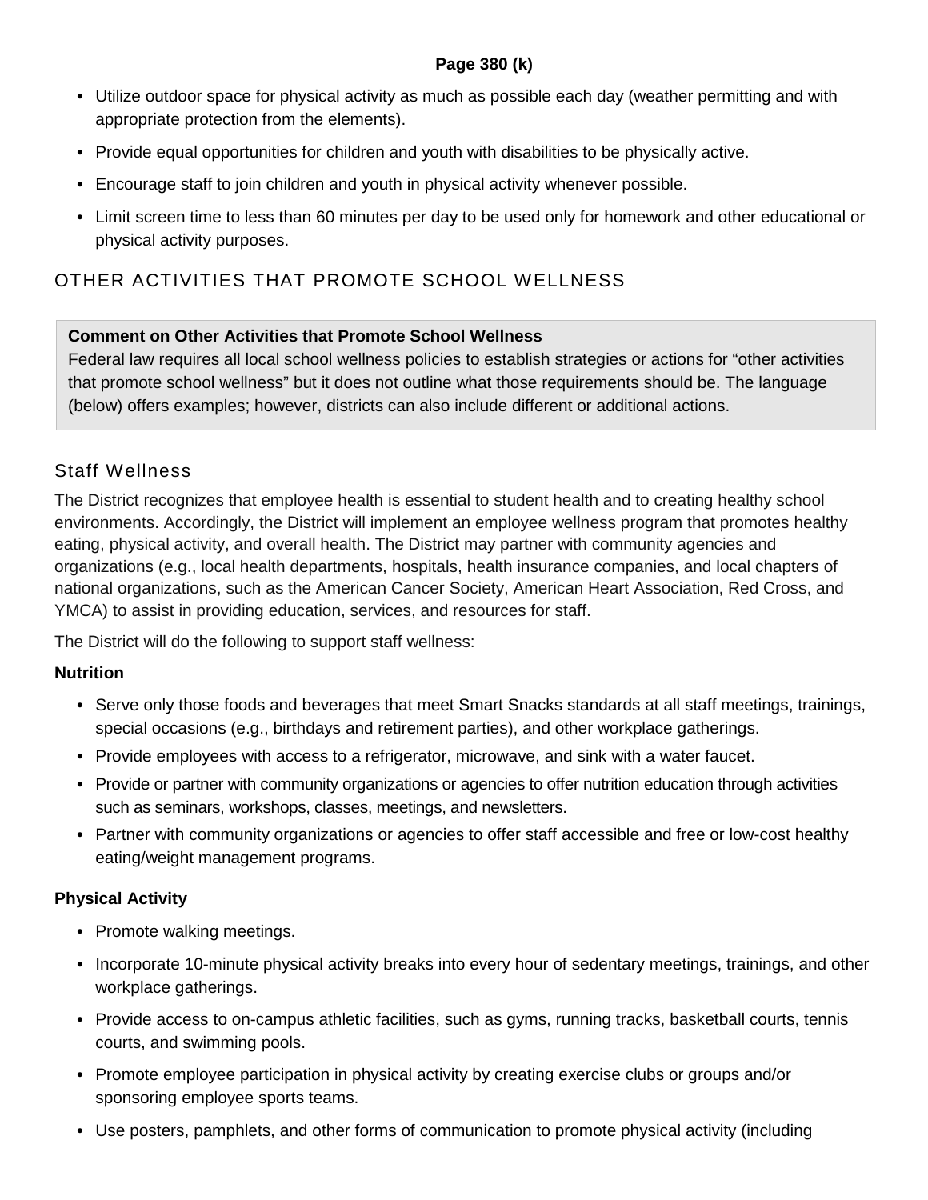**Page 380 (k)**

- Utilize outdoor space for physical activity as much as possible each day (weather permitting and with appropriate protection from the elements).
- Provide equal opportunities for children and youth with disabilities to be physically active.
- Encourage staff to join children and youth in physical activity whenever possible.
- Limit screen time to less than 60 minutes per day to be used only for homework and other educational or physical activity purposes.

## OTHER ACTIVITIES THAT PROMOTE SCHOOL WELLNESS

> **Comment on Other Activities that Promote School Wellness**
> Federal law requires all local school wellness policies to establish strategies or actions for "other activities that promote school wellness" but it does not outline what those requirements should be. The language (below) offers examples; however, districts can also include different or additional actions.

### Staff Wellness

The District recognizes that employee health is essential to student health and to creating healthy school environments. Accordingly, the District will implement an employee wellness program that promotes healthy eating, physical activity, and overall health. The District may partner with community agencies and organizations (e.g., local health departments, hospitals, health insurance companies, and local chapters of national organizations, such as the American Cancer Society, American Heart Association, Red Cross, and YMCA) to assist in providing education, services, and resources for staff.

The District will do the following to support staff wellness:

**Nutrition**

- Serve only those foods and beverages that meet Smart Snacks standards at all staff meetings, trainings, special occasions (e.g., birthdays and retirement parties), and other workplace gatherings.
- Provide employees with access to a refrigerator, microwave, and sink with a water faucet.
- Provide or partner with community organizations or agencies to offer nutrition education through activities such as seminars, workshops, classes, meetings, and newsletters.
- Partner with community organizations or agencies to offer staff accessible and free or low-cost healthy eating/weight management programs.

**Physical Activity**

- Promote walking meetings.
- Incorporate 10-minute physical activity breaks into every hour of sedentary meetings, trainings, and other workplace gatherings.
- Provide access to on-campus athletic facilities, such as gyms, running tracks, basketball courts, tennis courts, and swimming pools.
- Promote employee participation in physical activity by creating exercise clubs or groups and/or sponsoring employee sports teams.
- Use posters, pamphlets, and other forms of communication to promote physical activity (including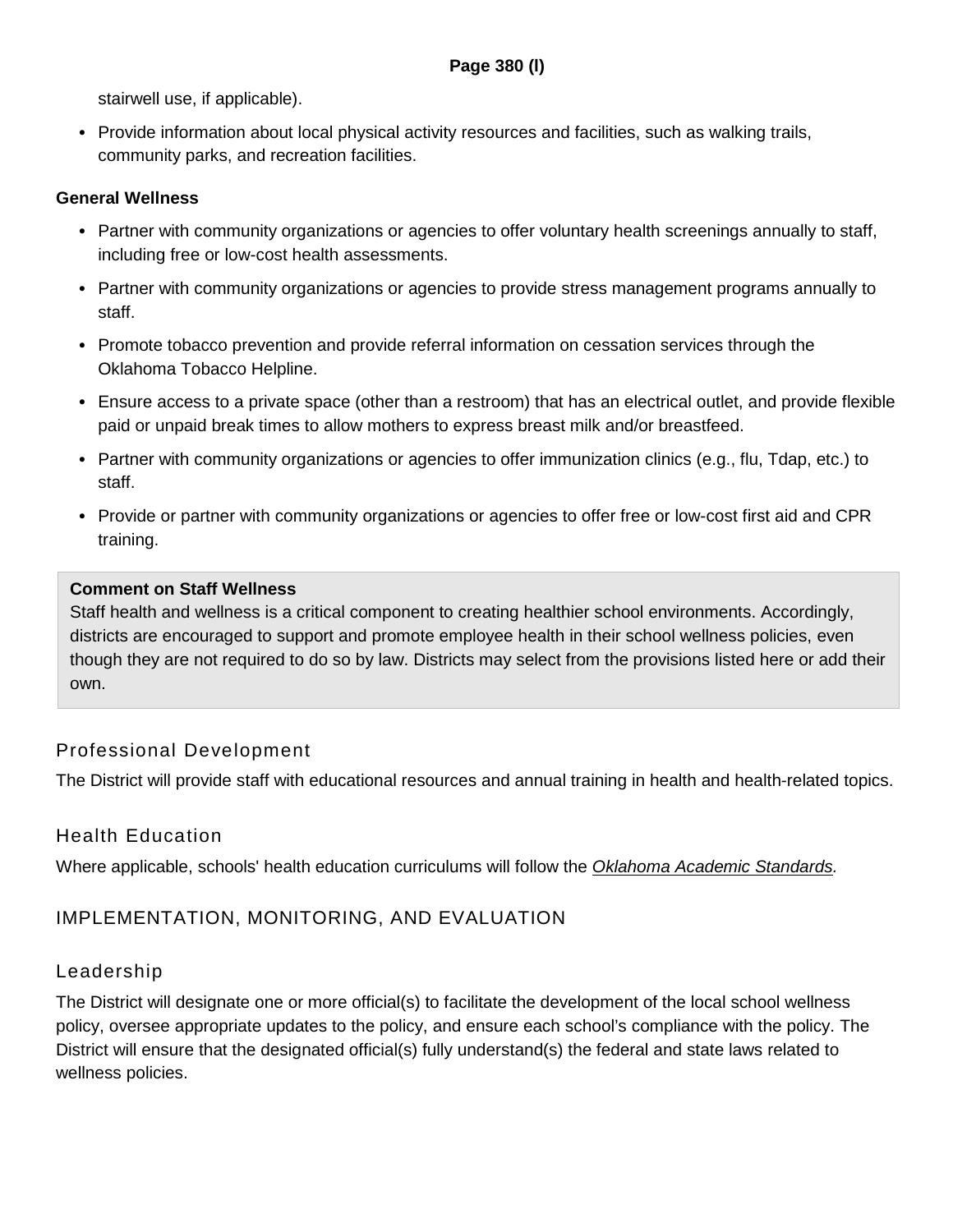stairwell use, if applicable).

- Provide information about local physical activity resources and facilities, such as walking trails, community parks, and recreation facilities.

**General Wellness**

- Partner with community organizations or agencies to offer voluntary health screenings annually to staff, including free or low-cost health assessments.
- Partner with community organizations or agencies to provide stress management programs annually to staff.
- Promote tobacco prevention and provide referral information on cessation services through the Oklahoma Tobacco Helpline.
- Ensure access to a private space (other than a restroom) that has an electrical outlet, and provide flexible paid or unpaid break times to allow mothers to express breast milk and/or breastfeed.
- Partner with community organizations or agencies to offer immunization clinics (e.g., flu, Tdap, etc.) to staff.
- Provide or partner with community organizations or agencies to offer free or low-cost first aid and CPR training.

> **Comment on Staff Wellness**
> Staff health and wellness is a critical component to creating healthier school environments. Accordingly, districts are encouraged to support and promote employee health in their school wellness policies, even though they are not required to do so by law. Districts may select from the provisions listed here or add their own.

### Professional Development

The District will provide staff with educational resources and annual training in health and health-related topics.

### Health Education

Where applicable, schools' health education curriculums will follow the *Oklahoma Academic Standards.*

## IMPLEMENTATION, MONITORING, AND EVALUATION

### Leadership

The District will designate one or more official(s) to facilitate the development of the local school wellness policy, oversee appropriate updates to the policy, and ensure each school's compliance with the policy. The District will ensure that the designated official(s) fully understand(s) the federal and state laws related to wellness policies.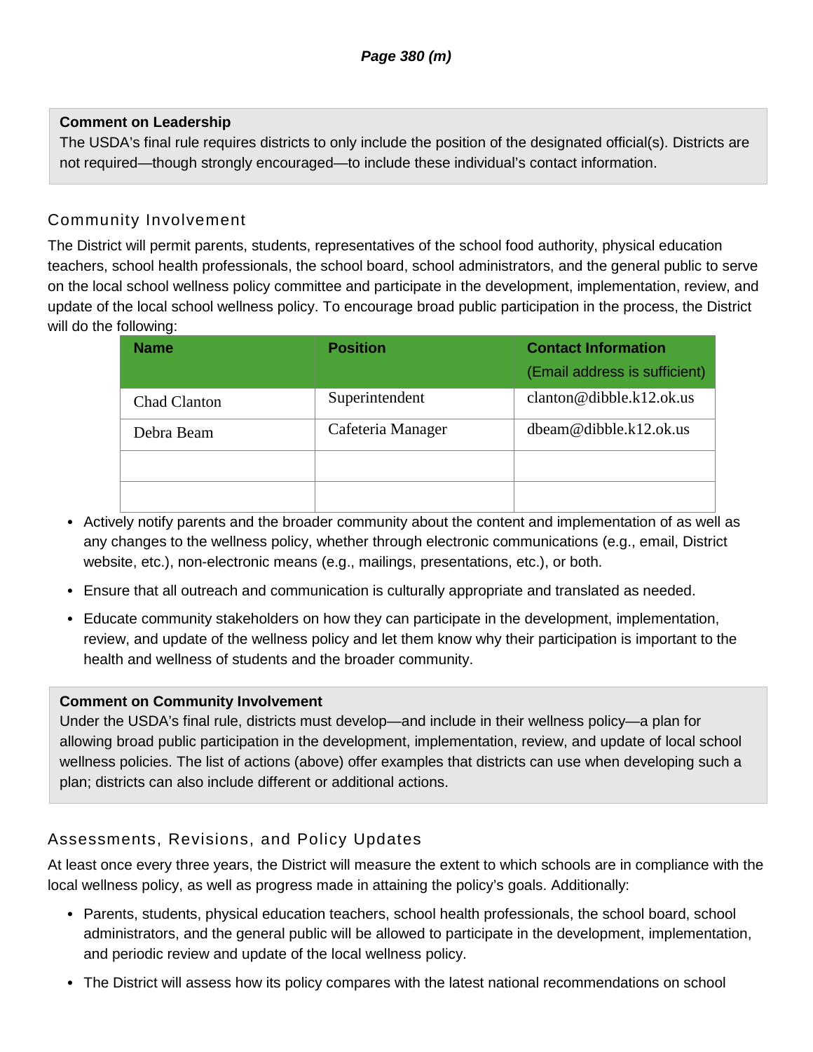**Comment on Leadership**
The USDA's final rule requires districts to only include the position of the designated official(s). Districts are not required—though strongly encouraged—to include these individual's contact information.

## Community Involvement

The District will permit parents, students, representatives of the school food authority, physical education teachers, school health professionals, the school board, school administrators, and the general public to serve on the local school wellness policy committee and participate in the development, implementation, review, and update of the local school wellness policy. To encourage broad public participation in the process, the District will do the following:

| Name | Position | Contact Information (Email address is sufficient) |
|---|---|---|
| Chad Clanton | Superintendent | clanton@dibble.k12.ok.us |
| Debra Beam | Cafeteria Manager | dbeam@dibble.k12.ok.us |
| | | |
| | | |

- Actively notify parents and the broader community about the content and implementation of as well as any changes to the wellness policy, whether through electronic communications (e.g., email, District website, etc.), non-electronic means (e.g., mailings, presentations, etc.), or both.
- Ensure that all outreach and communication is culturally appropriate and translated as needed.
- Educate community stakeholders on how they can participate in the development, implementation, review, and update of the wellness policy and let them know why their participation is important to the health and wellness of students and the broader community.

**Comment on Community Involvement**
Under the USDA's final rule, districts must develop—and include in their wellness policy—a plan for allowing broad public participation in the development, implementation, review, and update of local school wellness policies. The list of actions (above) offer examples that districts can use when developing such a plan; districts can also include different or additional actions.

## Assessments, Revisions, and Policy Updates

At least once every three years, the District will measure the extent to which schools are in compliance with the local wellness policy, as well as progress made in attaining the policy's goals. Additionally:

- Parents, students, physical education teachers, school health professionals, the school board, school administrators, and the general public will be allowed to participate in the development, implementation, and periodic review and update of the local wellness policy.
- The District will assess how its policy compares with the latest national recommendations on school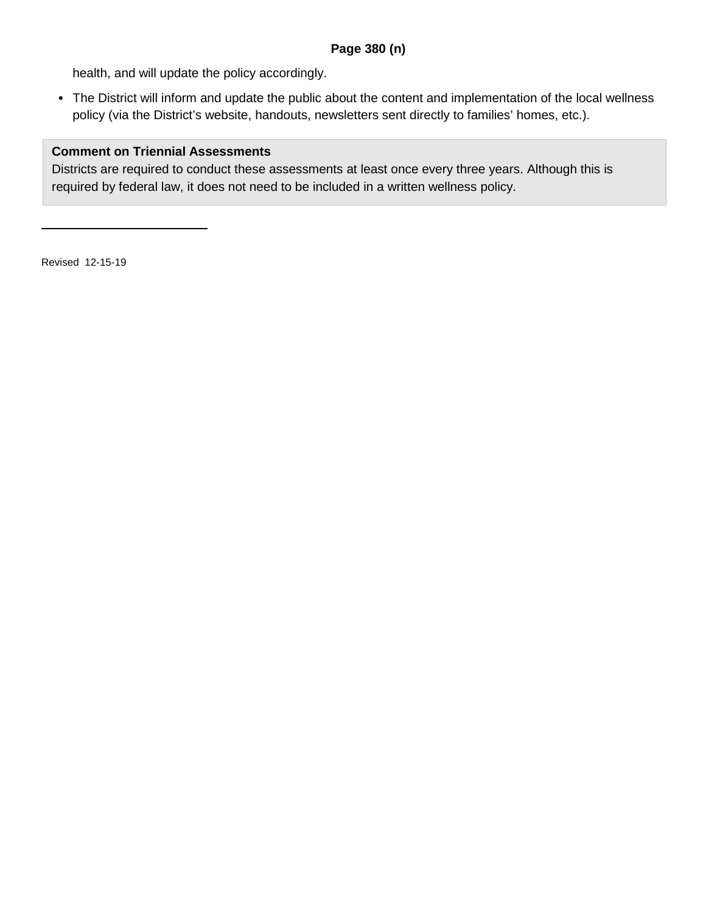health, and will update the policy accordingly.

- The District will inform and update the public about the content and implementation of the local wellness policy (via the District's website, handouts, newsletters sent directly to families' homes, etc.).

**Comment on Triennial Assessments**
Districts are required to conduct these assessments at least once every three years. Although this is required by federal law, it does not need to be included in a written wellness policy.

---

Revised 12-15-19